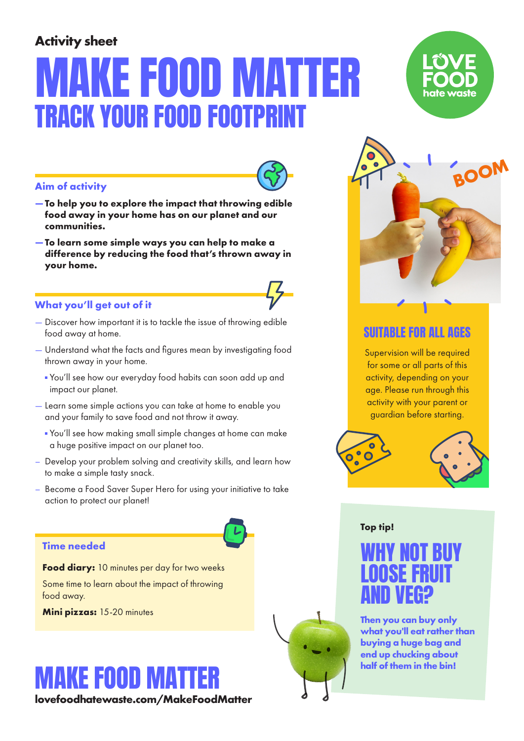Activity sheet

# MAKE FOOD MATTER

## TRACK YOUR FOOD FOOTPRINT

LOVE FOOD hate waste

### Aim of activity

- **To help you to explore the impact that throwing edible food away in your home has on our planet and our communities.**
- **To learn some simple ways you can help to make a difference by reducing the food that's thrown away in your home.**

### What you'll get out of it

- Discover how important it is to tackle the issue of throwing edible food away at home.
- Understand what the facts and figures mean by investigating food thrown away in your home.
  - You'll see how our everyday food habits can soon add up and impact our planet.
- Learn some simple actions you can take at home to enable you and your family to save food and not throw it away.
  - You'll see how making small simple changes at home can make a huge positive impact on our planet too.
- Develop your problem solving and creativity skills, and learn how to make a simple tasty snack.
- Become a Food Saver Super Hero for using your initiative to take action to protect our planet!

### Time needed

**Food diary:** 10 minutes per day for two weeks

Some time to learn about the impact of throwing food away.

**Mini pizzas:** 15-20 minutes

BOOM

### SUITABLE FOR ALL AGES

Supervision will be required for some or all parts of this activity, depending on your age. Please run through this activity with your parent or guardian before starting.

Top tip!

### WHY NOT BUY LOOSE FRUIT AND VEG?

**Then you can buy only what you'll eat rather than buying a huge bag and end up chucking about half of them in the bin!**

## MAKE FOOD MATTER

**lovefoodhatewaste.com/MakeFoodMatter**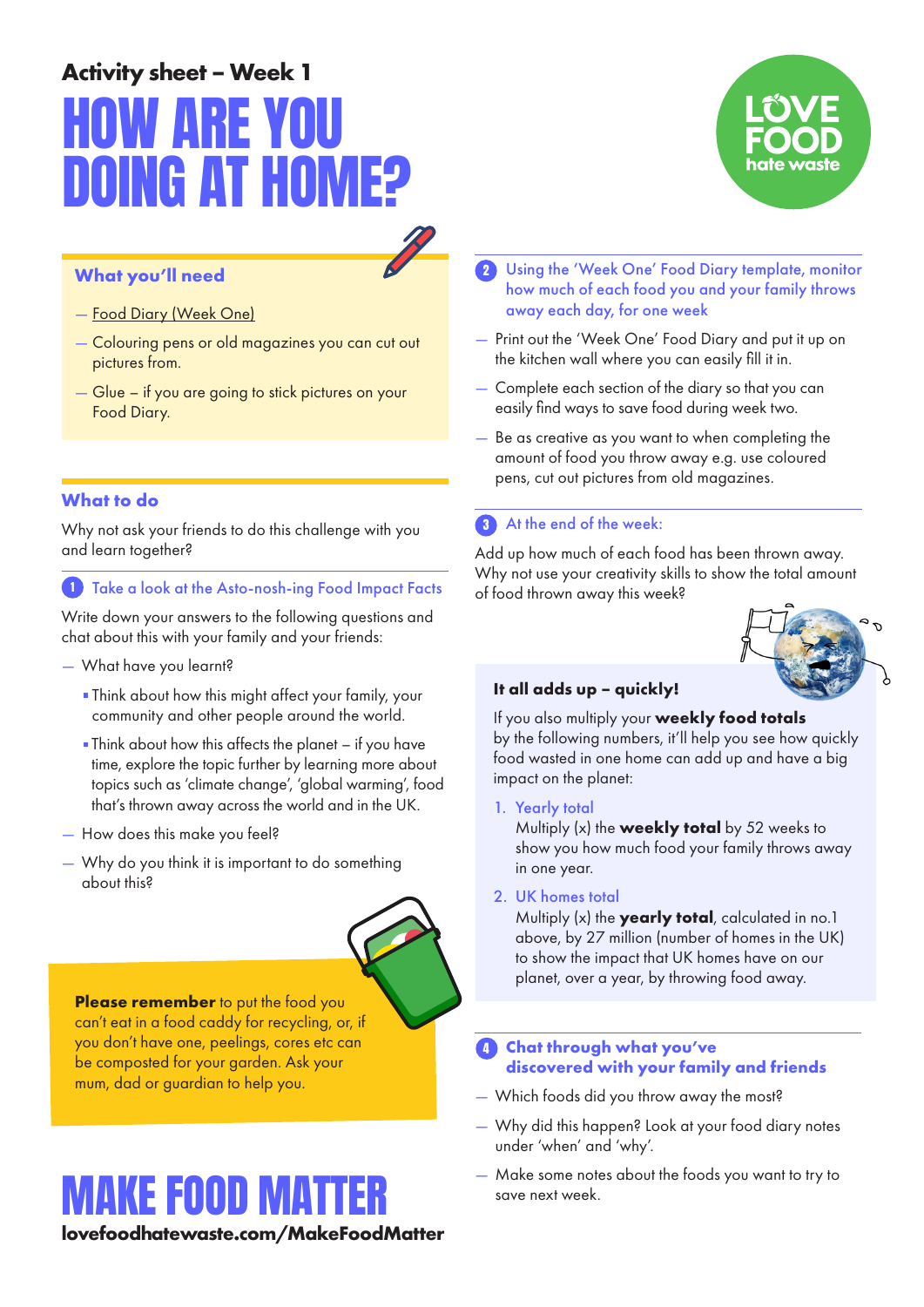## Activity sheet – Week 1

# HOW ARE YOU DOING AT HOME?

### What you'll need

- Food Diary (Week One)
- Colouring pens or old magazines you can cut out pictures from.
- Glue – if you are going to stick pictures on your Food Diary.

### What to do

Why not ask your friends to do this challenge with you and learn together?

**1 Take a look at the Asto-nosh-ing Food Impact Facts**

Write down your answers to the following questions and chat about this with your family and your friends:

- What have you learnt?
  - Think about how this might affect your family, your community and other people around the world.
  - Think about how this affects the planet – if you have time, explore the topic further by learning more about topics such as 'climate change', 'global warming', food that's thrown away across the world and in the UK.
- How does this make you feel?
- Why do you think it is important to do something about this?

**Please remember** to put the food you can't eat in a food caddy for recycling, or, if you don't have one, peelings, cores etc can be composted for your garden. Ask your mum, dad or guardian to help you.

**2 Using the 'Week One' Food Diary template, monitor how much of each food you and your family throws away each day, for one week**

- Print out the 'Week One' Food Diary and put it up on the kitchen wall where you can easily fill it in.
- Complete each section of the diary so that you can easily find ways to save food during week two.
- Be as creative as you want to when completing the amount of food you throw away e.g. use coloured pens, cut out pictures from old magazines.

**3 At the end of the week:**

Add up how much of each food has been thrown away. Why not use your creativity skills to show the total amount of food thrown away this week?

**It all adds up – quickly!**

If you also multiply your **weekly food totals** by the following numbers, it'll help you see how quickly food wasted in one home can add up and have a big impact on the planet:

1. Yearly total
   Multiply (x) the **weekly total** by 52 weeks to show you how much food your family throws away in one year.
2. UK homes total
   Multiply (x) the **yearly total**, calculated in no.1 above, by 27 million (number of homes in the UK) to show the impact that UK homes have on our planet, over a year, by throwing food away.

**4 Chat through what you've discovered with your family and friends**

- Which foods did you throw away the most?
- Why did this happen? Look at your food diary notes under 'when' and 'why'.
- Make some notes about the foods you want to try to save next week.

# MAKE FOOD MATTER

**lovefoodhatewaste.com/MakeFoodMatter**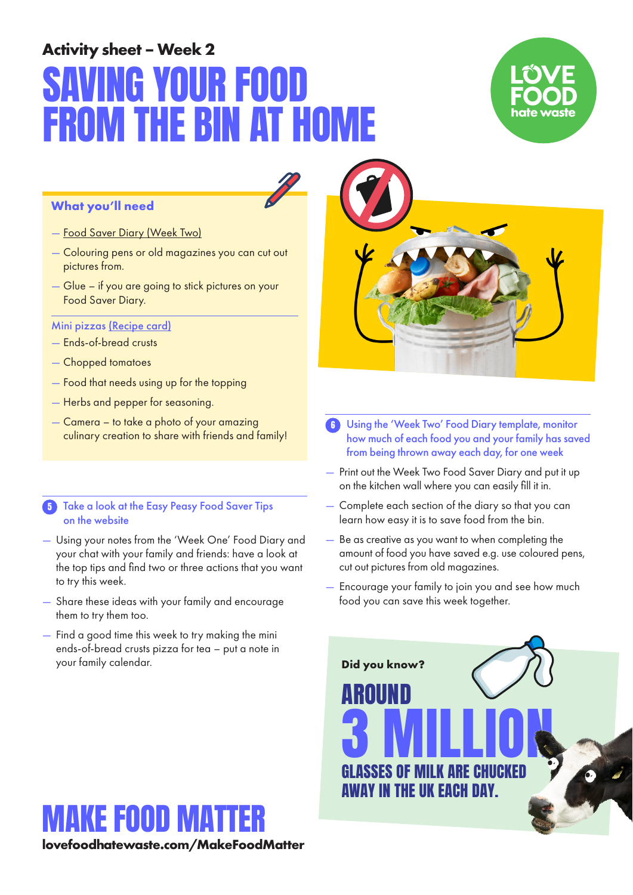### Activity sheet – Week 2

# SAVING YOUR FOOD FROM THE BIN AT HOME

LOVE FOOD hate waste

## What you'll need

- Food Saver Diary (Week Two)
- Colouring pens or old magazines you can cut out pictures from.
- Glue – if you are going to stick pictures on your Food Saver Diary.

**Mini pizzas (Recipe card)**

- Ends-of-bread crusts
- Chopped tomatoes
- Food that needs using up for the topping
- Herbs and pepper for seasoning.
- Camera – to take a photo of your amazing culinary creation to share with friends and family!

### 5 Take a look at the Easy Peasy Food Saver Tips on the website

- Using your notes from the 'Week One' Food Diary and your chat with your family and friends: have a look at the top tips and find two or three actions that you want to try this week.
- Share these ideas with your family and encourage them to try them too.
- Find a good time this week to try making the mini ends-of-bread crusts pizza for tea – put a note in your family calendar.

### 6 Using the 'Week Two' Food Diary template, monitor how much of each food you and your family has saved from being thrown away each day, for one week

- Print out the Week Two Food Saver Diary and put it up on the kitchen wall where you can easily fill it in.
- Complete each section of the diary so that you can learn how easy it is to save food from the bin.
- Be as creative as you want to when completing the amount of food you have saved e.g. use coloured pens, cut out pictures from old magazines.
- Encourage your family to join you and see how much food you can save this week together.

**Did you know?**

AROUND **3 MILLION** GLASSES OF MILK ARE CHUCKED AWAY IN THE UK EACH DAY.

# MAKE FOOD MATTER

**lovefoodhatewaste.com/MakeFoodMatter**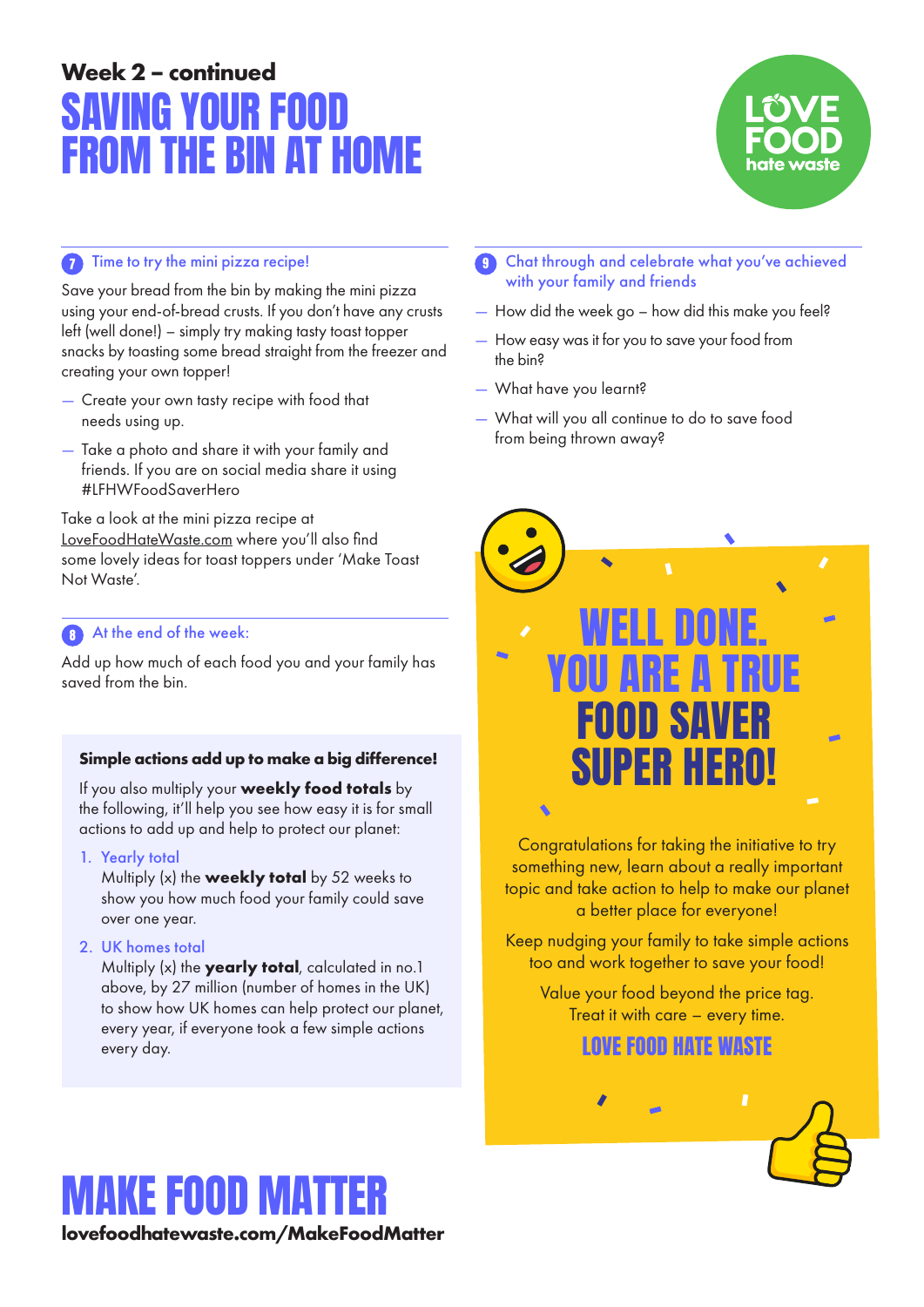**Week 2 – continued**

# SAVING YOUR FOOD FROM THE BIN AT HOME

LOVE FOOD hate waste

### 7 Time to try the mini pizza recipe!

Save your bread from the bin by making the mini pizza using your end-of-bread crusts. If you don't have any crusts left (well done!) – simply try making tasty toast topper snacks by toasting some bread straight from the freezer and creating your own topper!

- Create your own tasty recipe with food that needs using up.
- Take a photo and share it with your family and friends. If you are on social media share it using #LFHWFoodSaverHero

Take a look at the mini pizza recipe at LoveFoodHateWaste.com where you'll also find some lovely ideas for toast toppers under 'Make Toast Not Waste'.

### 8 At the end of the week:

Add up how much of each food you and your family has saved from the bin.

**Simple actions add up to make a big difference!**

If you also multiply your **weekly food totals** by the following, it'll help you see how easy it is for small actions to add up and help to protect our planet:

1. Yearly total
   Multiply (x) the **weekly total** by 52 weeks to show you how much food your family could save over one year.
2. UK homes total
   Multiply (x) the **yearly total**, calculated in no.1 above, by 27 million (number of homes in the UK) to show how UK homes can help protect our planet, every year, if everyone took a few simple actions every day.

### 9 Chat through and celebrate what you've achieved with your family and friends

- How did the week go – how did this make you feel?
- How easy was it for you to save your food from the bin?
- What have you learnt?
- What will you all continue to do to save food from being thrown away?

## WELL DONE. YOU ARE A TRUE FOOD SAVER SUPER HERO!

Congratulations for taking the initiative to try something new, learn about a really important topic and take action to help to make our planet a better place for everyone!

Keep nudging your family to take simple actions too and work together to save your food!

Value your food beyond the price tag. Treat it with care – every time.

**LOVE FOOD HATE WASTE**

# MAKE FOOD MATTER

**lovefoodhatewaste.com/MakeFoodMatter**